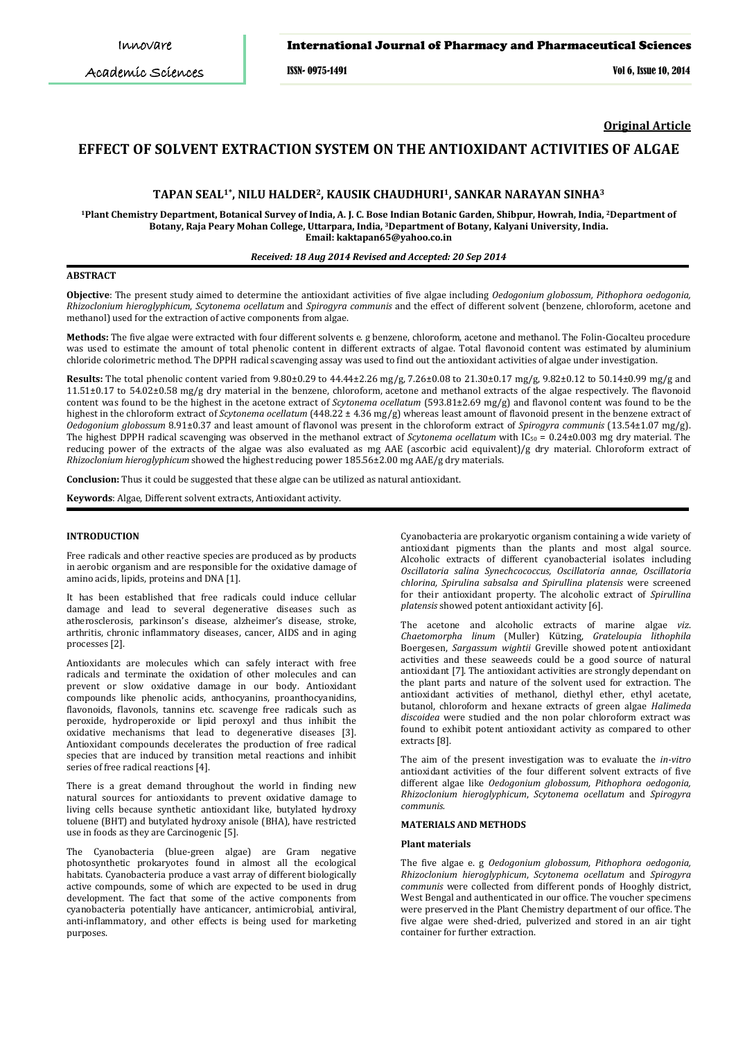**Original Article**

# EFFECT OF SOLVENT EXTRACTION SYSTEM ON THE ANTIOXIDANT ACTIVITIES OF ALGAE

**TAPAN SEAL[1*], NILU HALDER[2], KAUSIK CHAUDHURI[1], SANKAR NARAYAN SINHA[3]**

[1]Plant Chemistry Department, Botanical Survey of India, A. J. C. Bose Indian Botanic Garden, Shibpur, Howrah, India, [2]Department of Botany, Raja Peary Mohan College, Uttarpara, India, [3]Department of Botany, Kalyani University, India.
Email: kaktapan65@yahoo.co.in

*Received: 18 Aug 2014 Revised and Accepted: 20 Sep 2014*

## ABSTRACT

**Objective**: The present study aimed to determine the antioxidant activities of five algae including *Oedogonium globossum*, *Pithophora oedogonia, Rhizoclonium hieroglyphicum*, *Scytonema ocellatum* and *Spirogyra communis* and the effect of different solvent (benzene, chloroform, acetone and methanol) used for the extraction of active components from algae.

**Methods:** The five algae were extracted with four different solvents e. g benzene, chloroform, acetone and methanol. The Folin-Ciocalteu procedure was used to estimate the amount of total phenolic content in different extracts of algae. Total flavonoid content was estimated by aluminium chloride colorimetric method. The DPPH radical scavenging assay was used to find out the antioxidant activities of algae under investigation.

**Results:** The total phenolic content varied from 9.80±0.29 to 44.44±2.26 mg/g, 7.26±0.08 to 21.30±0.17 mg/g, 9.82±0.12 to 50.14±0.99 mg/g and 11.51±0.17 to 54.02±0.58 mg/g dry material in the benzene, chloroform, acetone and methanol extracts of the algae respectively. The flavonoid content was found to be the highest in the acetone extract of *Scytonema ocellatum* (593.81±2.69 mg/g) and flavonol content was found to be the highest in the chloroform extract of *Scytonema ocellatum* (448.22 ± 4.36 mg/g) whereas least amount of flavonoid present in the benzene extract of *Oedogonium globossum* 8.91±0.37 and least amount of flavonol was present in the chloroform extract of *Spirogyra communis* (13.54±1.07 mg/g). The highest DPPH radical scavenging was observed in the methanol extract of *Scytonema ocellatum* with $IC_{50}$ = 0.24±0.003 mg dry material. The reducing power of the extracts of the algae was also evaluated as mg AAE (ascorbic acid equivalent)/g dry material. Chloroform extract of *Rhizoclonium hieroglyphicum* showed the highest reducing power 185.56±2.00 mg AAE/g dry materials.

**Conclusion:** Thus it could be suggested that these algae can be utilized as natural antioxidant.

**Keywords**: Algae, Different solvent extracts, Antioxidant activity.

## INTRODUCTION

Free radicals and other reactive species are produced as by products in aerobic organism and are responsible for the oxidative damage of amino acids, lipids, proteins and DNA [1].

It has been established that free radicals could induce cellular damage and lead to several degenerative diseases such as atherosclerosis, parkinson's disease, alzheimer's disease, stroke, arthritis, chronic inflammatory diseases, cancer, AIDS and in aging processes [2].

Antioxidants are molecules which can safely interact with free radicals and terminate the oxidation of other molecules and can prevent or slow oxidative damage in our body. Antioxidant compounds like phenolic acids, anthocyanins, proanthocyanidins, flavonoids, flavonols, tannins etc. scavenge free radicals such as peroxide, hydroperoxide or lipid peroxyl and thus inhibit the oxidative mechanisms that lead to degenerative diseases [3]. Antioxidant compounds decelerates the production of free radical species that are induced by transition metal reactions and inhibit series of free radical reactions [4].

There is a great demand throughout the world in finding new natural sources for antioxidants to prevent oxidative damage to living cells because synthetic antioxidant like, butylated hydroxy toluene (BHT) and butylated hydroxy anisole (BHA), have restricted use in foods as they are Carcinogenic [5].

The Cyanobacteria (blue-green algae) are Gram negative photosynthetic prokaryotes found in almost all the ecological habitats. Cyanobacteria produce a vast array of different biologically active compounds, some of which are expected to be used in drug development. The fact that some of the active components from cyanobacteria potentially have anticancer, antimicrobial, antiviral, anti-inflammatory, and other effects is being used for marketing purposes.

Cyanobacteria are prokaryotic organism containing a wide variety of antioxidant pigments than the plants and most algal source. Alcoholic extracts of different cyanobacterial isolates including *Oscillatoria salina Synechcococcus, Oscillatoria annae, Oscillatoria chlorina, Spirulina sabsalsa and Spirullina platensis* were screened for their antioxidant property. The alcoholic extract of *Spirullina platensis* showed potent antioxidant activity [6].

The acetone and alcoholic extracts of marine algae *viz. Chaetomorpha linum* (Muller) Kützing, *Grateloupia lithophila* Boergesen, *Sargassum wightii* Greville showed potent antioxidant activities and these seaweeds could be a good source of natural antioxidant [7]. The antioxidant activities are strongly dependant on the plant parts and nature of the solvent used for extraction. The antioxidant activities of methanol, diethyl ether, ethyl acetate, butanol, chloroform and hexane extracts of green algae *Halimeda discoidea* were studied and the non polar chloroform extract was found to exhibit potent antioxidant activity as compared to other extracts [8].

The aim of the present investigation was to evaluate the *in-vitro* antioxidant activities of the four different solvent extracts of five different algae like *Oedogonium globossum*, *Pithophora oedogonia, Rhizoclonium hieroglyphicum*, *Scytonema ocellatum* and *Spirogyra communis.*

## MATERIALS AND METHODS

### Plant materials

The five algae e. g *Oedogonium globossum*, *Pithophora oedogonia, Rhizoclonium hieroglyphicum*, *Scytonema ocellatum* and *Spirogyra communis* were collected from different ponds of Hooghly district, West Bengal and authenticated in our office. The voucher specimens were preserved in the Plant Chemistry department of our office. The five algae were shed-dried, pulverized and stored in an air tight container for further extraction.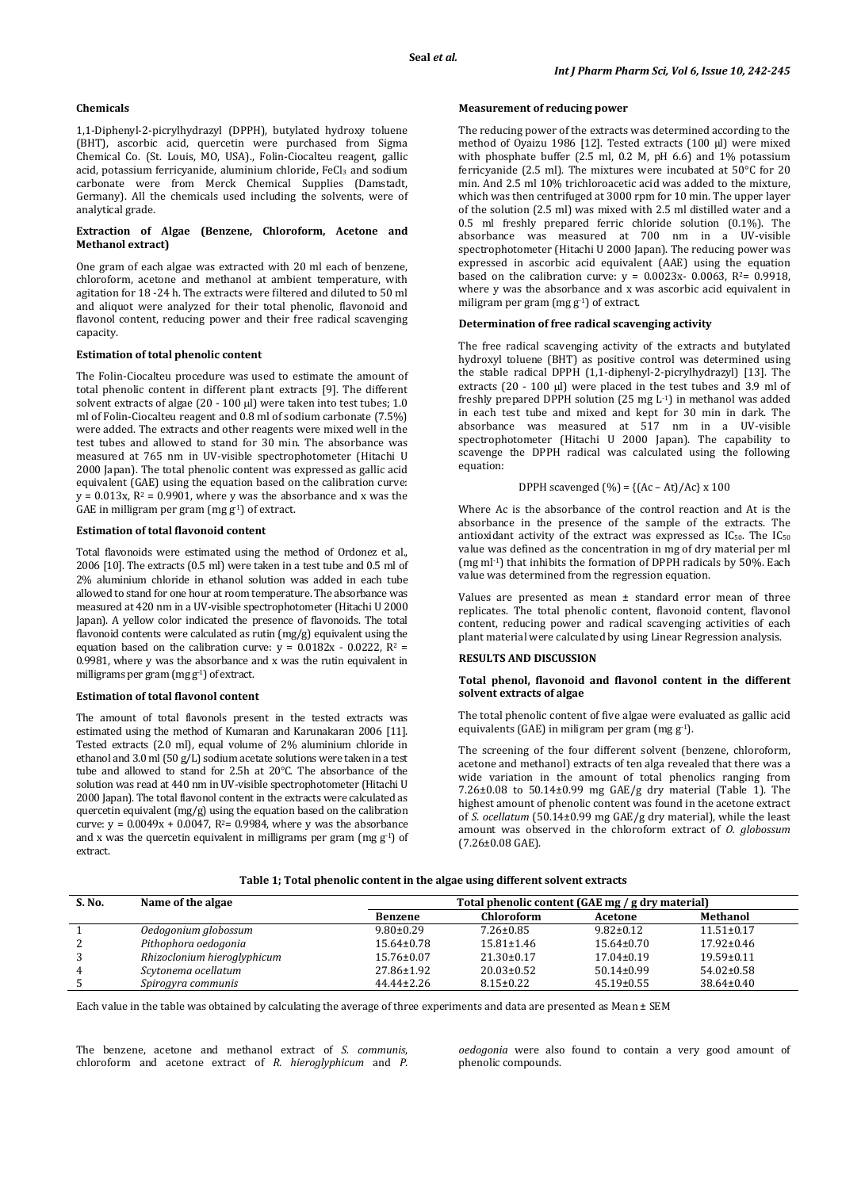### Chemicals

1,1-Diphenyl-2-picrylhydrazyl (DPPH), butylated hydroxy toluene (BHT), ascorbic acid, quercetin were purchased from Sigma Chemical Co. (St. Louis, MO, USA)., Folin-Ciocalteu reagent, gallic acid, potassium ferricyanide, aluminium chloride, $FeCl_3$ and sodium carbonate were from Merck Chemical Supplies (Damstadt, Germany). All the chemicals used including the solvents, were of analytical grade.

### Extraction of Algae (Benzene, Chloroform, Acetone and Methanol extract)

One gram of each algae was extracted with 20 ml each of benzene, chloroform, acetone and methanol at ambient temperature, with agitation for 18 -24 h. The extracts were filtered and diluted to 50 ml and aliquot were analyzed for their total phenolic, flavonoid and flavonol content, reducing power and their free radical scavenging capacity.

### Estimation of total phenolic content

The Folin-Ciocalteu procedure was used to estimate the amount of total phenolic content in different plant extracts [9]. The different solvent extracts of algae (20 - 100 μl) were taken into test tubes; 1.0 ml of Folin-Ciocalteu reagent and 0.8 ml of sodium carbonate (7.5%) were added. The extracts and other reagents were mixed well in the test tubes and allowed to stand for 30 min. The absorbance was measured at 765 nm in UV-visible spectrophotometer (Hitachi U 2000 Japan). The total phenolic content was expressed as gallic acid equivalent (GAE) using the equation based on the calibration curve: $y = 0.013x$, $R^2 = 0.9901$, where y was the absorbance and x was the GAE in milligram per gram ($mg\ g^{-1}$) of extract.

### Estimation of total flavonoid content

Total flavonoids were estimated using the method of Ordonez et al., 2006 [10]. The extracts (0.5 ml) were taken in a test tube and 0.5 ml of 2% aluminium chloride in ethanol solution was added in each tube allowed to stand for one hour at room temperature. The absorbance was measured at 420 nm in a UV-visible spectrophotometer (Hitachi U 2000 Japan). A yellow color indicated the presence of flavonoids. The total flavonoid contents were calculated as rutin (mg/g) equivalent using the equation based on the calibration curve: $y = 0.0182x - 0.0222$, $R^2 = 0.9981$, where y was the absorbance and x was the rutin equivalent in milligrams per gram ($mg\ g^{-1}$) of extract.

### Estimation of total flavonol content

The amount of total flavonols present in the tested extracts was estimated using the method of Kumaran and Karunakaran 2006 [11]. Tested extracts (2.0 ml), equal volume of 2% aluminium chloride in ethanol and 3.0 ml (50 g/L) sodium acetate solutions were taken in a test tube and allowed to stand for 2.5h at 20°C. The absorbance of the solution was read at 440 nm in UV-visible spectrophotometer (Hitachi U 2000 Japan). The total flavonol content in the extracts were calculated as quercetin equivalent (mg/g) using the equation based on the calibration curve: $y = 0.0049x + 0.0047$, $R^2 = 0.9984$, where y was the absorbance and x was the quercetin equivalent in milligrams per gram ($mg\ g^{-1}$) of extract.

### Measurement of reducing power

The reducing power of the extracts was determined according to the method of Oyaizu 1986 [12]. Tested extracts (100 μl) were mixed with phosphate buffer (2.5 ml, 0.2 M, pH 6.6) and 1% potassium ferricyanide (2.5 ml). The mixtures were incubated at 50°C for 20 min. And 2.5 ml 10% trichloroacetic acid was added to the mixture, which was then centrifuged at 3000 rpm for 10 min. The upper layer of the solution (2.5 ml) was mixed with 2.5 ml distilled water and a 0.5 ml freshly prepared ferric chloride solution (0.1%). The absorbance was measured at 700 nm in a UV-visible spectrophotometer (Hitachi U 2000 Japan). The reducing power was expressed in ascorbic acid equivalent (AAE) using the equation based on the calibration curve: $y = 0.0023x - 0.0063$, $R^2 = 0.9918$, where y was the absorbance and x was ascorbic acid equivalent in miligram per gram ($mg\ g^{-1}$) of extract.

### Determination of free radical scavenging activity

The free radical scavenging activity of the extracts and butylated hydroxyl toluene (BHT) as positive control was determined using the stable radical DPPH (1,1-diphenyl-2-picrylhydrazyl) [13]. The extracts (20 - 100 μl) were placed in the test tubes and 3.9 ml of freshly prepared DPPH solution (25 mg $L^{-1}$) in methanol was added in each test tube and mixed and kept for 30 min in dark. The absorbance was measured at 517 nm in a UV-visible spectrophotometer (Hitachi U 2000 Japan). The capability to scavenge the DPPH radical was calculated using the following equation:

$$\text{DPPH scavenged (\%)} = \{(Ac - At)/Ac\} \times 100$$

Where Ac is the absorbance of the control reaction and At is the absorbance in the presence of the sample of the extracts. The antioxidant activity of the extract was expressed as $IC_{50}$. The $IC_{50}$ value was defined as the concentration in mg of dry material per ml ($mg\ ml^{-1}$) that inhibits the formation of DPPH radicals by 50%. Each value was determined from the regression equation.

Values are presented as mean ± standard error mean of three replicates. The total phenolic content, flavonoid content, flavonol content, reducing power and radical scavenging activities of each plant material were calculated by using Linear Regression analysis.

## RESULTS AND DISCUSSION

### Total phenol, flavonoid and flavonol content in the different solvent extracts of algae

The total phenolic content of five algae were evaluated as gallic acid equivalents (GAE) in miligram per gram ($mg\ g^{-1}$).

The screening of the four different solvent (benzene, chloroform, acetone and methanol) extracts of ten alga revealed that there was a wide variation in the amount of total phenolics ranging from 7.26±0.08 to 50.14±0.99 mg GAE/g dry material (Table 1). The highest amount of phenolic content was found in the acetone extract of *S. ocellatum* (50.14±0.99 mg GAE/g dry material), while the least amount was observed in the chloroform extract of *O. globossum* (7.26±0.08 GAE).

**Table 1; Total phenolic content in the algae using different solvent extracts**

| S. No. | Name of the algae | Total phenolic content (GAE mg / g dry material) | | | |
|---|---|---|---|---|---|
| | | Benzene | Chloroform | Acetone | Methanol |
| 1 | *Oedogonium globossum* | 9.80±0.29 | 7.26±0.85 | 9.82±0.12 | 11.51±0.17 |
| 2 | *Pithophora oedogonia* | 15.64±0.78 | 15.81±1.46 | 15.64±0.70 | 17.92±0.46 |
| 3 | *Rhizoclonium hieroglyphicum* | 15.76±0.07 | 21.30±0.17 | 17.04±0.19 | 19.59±0.11 |
| 4 | *Scytonema ocellatum* | 27.86±1.92 | 20.03±0.52 | 50.14±0.99 | 54.02±0.58 |
| 5 | *Spirogyra communis* | 44.44±2.26 | 8.15±0.22 | 45.19±0.55 | 38.64±0.40 |

Each value in the table was obtained by calculating the average of three experiments and data are presented as Mean ± SEM

The benzenyl, acetone and methanol extract of *S. communis*, chloroform and acetone extract of *R. hieroglyphicum* and *P. oedogonia* were also found to contain a very good amount of phenolic compounds.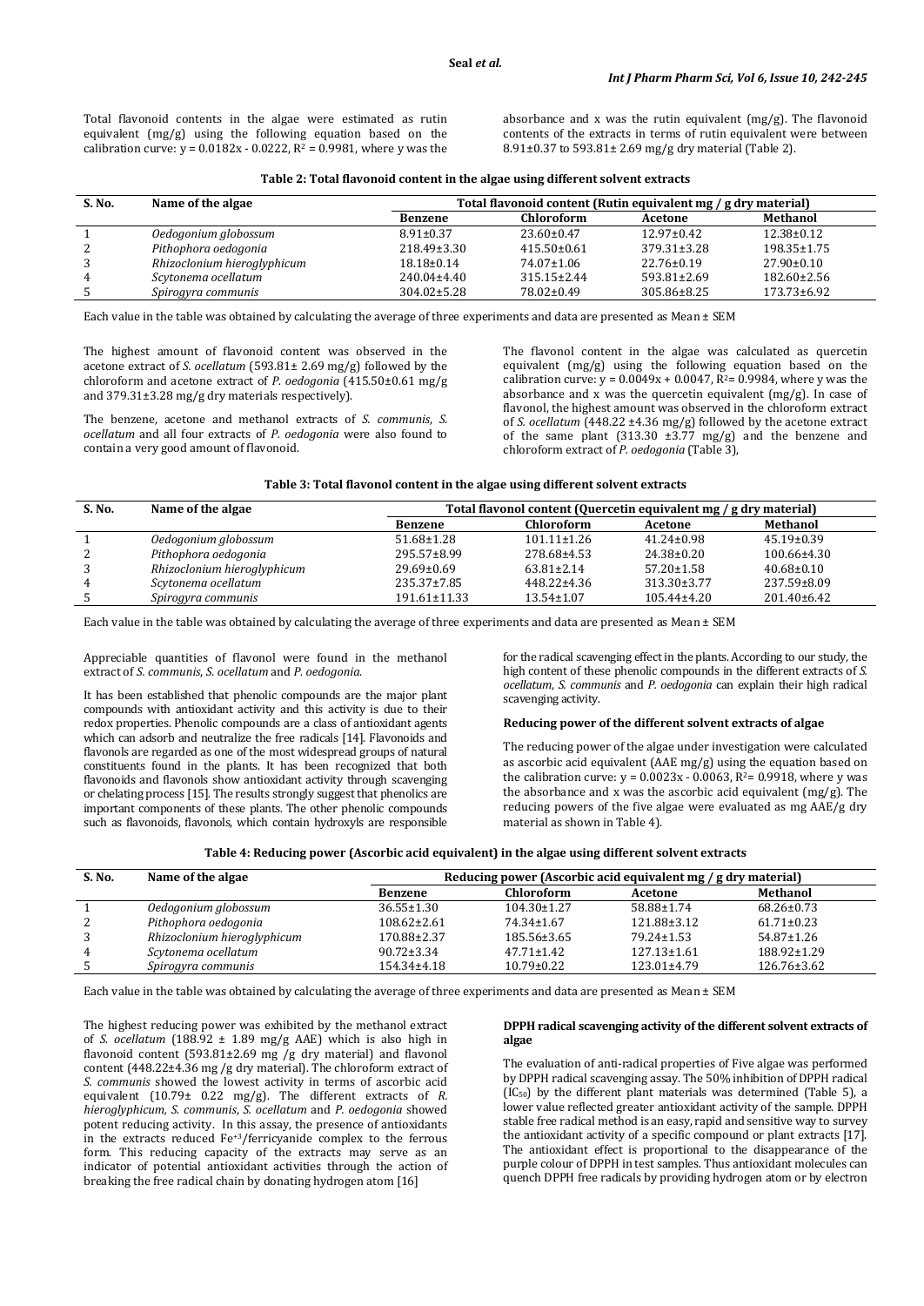Total flavonoid contents in the algae were estimated as rutin equivalent (mg/g) using the following equation based on the calibration curve: $y = 0.0182x - 0.0222$, $R^2 = 0.9981$, where y was the absorbance and x was the rutin equivalent (mg/g). The flavonoid contents of the extracts in terms of rutin equivalent were between 8.91±0.37 to 593.81± 2.69 mg/g dry material (Table 2).

**Table 2: Total flavonoid content in the algae using different solvent extracts**

| S. No. | Name of the algae | Total flavonoid content (Rutin equivalent mg / g dry material) | | | |
|---|---|---|---|---|---|
| | | Benzene | Chloroform | Acetone | Methanol |
| 1 | *Oedogonium globossum* | 8.91±0.37 | 23.60±0.47 | 12.97±0.42 | 12.38±0.12 |
| 2 | *Pithophora oedogonia* | 218.49±3.30 | 415.50±0.61 | 379.31±3.28 | 198.35±1.75 |
| 3 | *Rhizoclonium hieroglyphicum* | 18.18±0.14 | 74.07±1.06 | 22.76±0.19 | 27.90±0.10 |
| 4 | *Scytonema ocellatum* | 240.04±4.40 | 315.15±2.44 | 593.81±2.69 | 182.60±2.56 |
| 5 | *Spirogyra communis* | 304.02±5.28 | 78.02±0.49 | 305.86±8.25 | 173.73±6.92 |

Each value in the table was obtained by calculating the average of three experiments and data are presented as Mean ± SEM

The highest amount of flavonoid content was observed in the acetone extract of *S. ocellatum* (593.81± 2.69 mg/g) followed by the chloroform and acetone extract of *P. oedogonia* (415.50±0.61 mg/g and 379.31±3.28 mg/g dry materials respectively).

The benzene, acetone and methanol extracts of *S. communis*, *S. ocellatum* and all four extracts of *P. oedogonia* were also found to contain a very good amount of flavonoid.

The flavonol content in the algae was calculated as quercetin equivalent (mg/g) using the following equation based on the calibration curve: $y = 0.0049x + 0.0047$, $R^2 = 0.9984$, where y was the absorbance and x was the quercetin equivalent (mg/g). In case of flavonol, the highest amount was observed in the chloroform extract of *S. ocellatum* (448.22 ±4.36 mg/g) followed by the acetone extract of the same plant (313.30 ±3.77 mg/g) and the benzene and chloroform extract of *P. oedogonia* (Table 3),

**Table 3: Total flavonol content in the algae using different solvent extracts**

| S. No. | Name of the algae | Total flavonol content (Quercetin equivalent mg / g dry material) | | | |
|---|---|---|---|---|---|
| | | Benzene | Chloroform | Acetone | Methanol |
| 1 | *Oedogonium globossum* | 51.68±1.28 | 101.11±1.26 | 41.24±0.98 | 45.19±0.39 |
| 2 | *Pithophora oedogonia* | 295.57±8.99 | 278.68±4.53 | 24.38±0.20 | 100.66±4.30 |
| 3 | *Rhizoclonium hieroglyphicum* | 29.69±0.69 | 63.81±2.14 | 57.20±1.58 | 40.68±0.10 |
| 4 | *Scytonema ocellatum* | 235.37±7.85 | 448.22±4.36 | 313.30±3.77 | 237.59±8.09 |
| 5 | *Spirogyra communis* | 191.61±11.33 | 13.54±1.07 | 105.44±4.20 | 201.40±6.42 |

Each value in the table was obtained by calculating the average of three experiments and data are presented as Mean ± SEM

Appreciable quantities of flavonol were found in the methanol extract of *S. communis*, *S. ocellatum* and *P. oedogonia*.

It has been established that phenolic compounds are the major plant compounds with antioxidant activity and this activity is due to their redox properties. Phenolic compounds are a class of antioxidant agents which can adsorb and neutralize the free radicals [14]. Flavonoids and flavonols are regarded as one of the most widespread groups of natural constituents found in the plants. It has been recognized that both flavonoids and flavonols show antioxidant activity through scavenging or chelating process [15]. The results strongly suggest that phenolics are important components of these plants. The other phenolic compounds such as flavonoids, flavonols, which contain hydroxyls are responsible for the radical scavenging effect in the plants. According to our study, the high content of these phenolic compounds in the different extracts of *S. ocellatum*, *S. communis* and *P. oedogonia* can explain their high radical scavenging activity.

### Reducing power of the different solvent extracts of algae

The reducing power of the algae under investigation were calculated as ascorbic acid equivalent (AAE mg/g) using the equation based on the calibration curve: $y = 0.0023x - 0.0063$, $R^2 = 0.9918$, where y was the absorbance and x was the ascorbic acid equivalent (mg/g). The reducing powers of the five algae were evaluated as mg AAE/g dry material as shown in Table 4).

**Table 4: Reducing power (Ascorbic acid equivalent) in the algae using different solvent extracts**

| S. No. | Name of the algae | Reducing power (Ascorbic acid equivalent mg / g dry material) | | | |
|---|---|---|---|---|---|
| | | Benzene | Chloroform | Acetone | Methanol |
| 1 | *Oedogonium globossum* | 36.55±1.30 | 104.30±1.27 | 58.88±1.74 | 68.26±0.73 |
| 2 | *Pithophora oedogonia* | 108.62±2.61 | 74.34±1.67 | 121.88±3.12 | 61.71±0.23 |
| 3 | *Rhizoclonium hieroglyphicum* | 170.88±2.37 | 185.56±3.65 | 79.24±1.53 | 54.87±1.26 |
| 4 | *Scytonema ocellatum* | 90.72±3.34 | 47.71±1.42 | 127.13±1.61 | 188.92±1.29 |
| 5 | *Spirogyra communis* | 154.34±4.18 | 10.79±0.22 | 123.01±4.79 | 126.76±3.62 |

Each value in the table was obtained by calculating the average of three experiments and data are presented as Mean ± SEM

The highest reducing power was exhibited by the methanol extract of *S. ocellatum* (188.92 ± 1.89 mg/g AAE) which is also high in flavonoid content (593.81±2.69 mg /g dry material) and flavonol content (448.22±4.36 mg /g dry material). The chloroform extract of *S. communis* showed the lowest activity in terms of ascorbic acid equivalent (10.79± 0.22 mg/g). The different extracts of *R. hieroglyphicum, S. communis*, *S. ocellatum* and *P. oedogonia* showed potent reducing activity. In this assay, the presence of antioxidants in the extracts reduced $Fe^{+3}$/ferricyanide complex to the ferrous form. This reducing capacity of the extracts may serve as an indicator of potential antioxidant activities through the action of breaking the free radical chain by donating hydrogen atom [16]

### DPPH radical scavenging activity of the different solvent extracts of algae

The evaluation of anti-radical properties of Five algae was performed by DPPH radical scavenging assay. The 50% inhibition of DPPH radical ($IC_{50}$) by the different plant materials was determined (Table 5), a lower value reflected greater antioxidant activity of the sample. DPPH stable free radical method is an easy, rapid and sensitive way to survey the antioxidant activity of a specific compound or plant extracts [17]. The antioxidant effect is proportional to the disappearance of the purple colour of DPPH in test samples. Thus antioxidant molecules can quench DPPH free radicals by providing hydrogen atom or by electron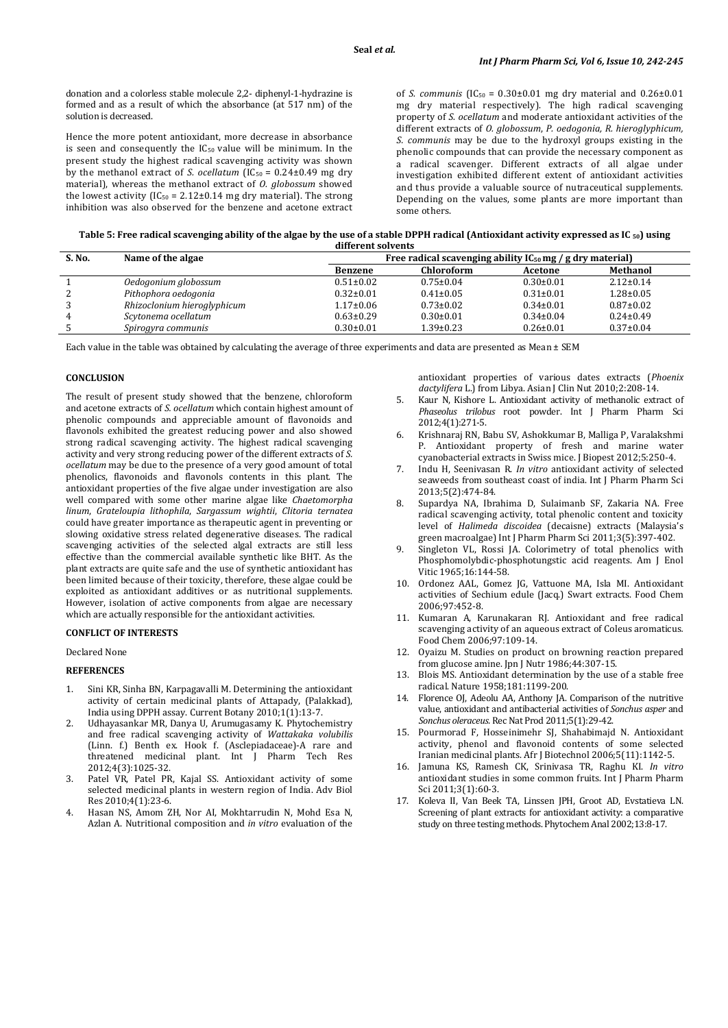donation and a colorless stable molecule 2,2- diphenyl-1-hydrazine is formed and as a result of which the absorbance (at 517 nm) of the solution is decreased.

Hence the more potent antioxidant, more decrease in absorbance is seen and consequently the $IC_{50}$ value will be minimum. In the present study the highest radical scavenging activity was shown by the methanol extract of *S. ocellatum* ($IC_{50}$ = 0.24±0.49 mg dry material), whereas the methanol extract of *O. globossum* showed the lowest activity ($IC_{50}$ = 2.12±0.14 mg dry material). The strong inhibition was also observed for the benzene and acetone extract of *S. communis* ($IC_{50}$ = 0.30±0.01 mg dry material and 0.26±0.01 mg dry material respectively). The high radical scavenging property of *S. ocellatum* and moderate antioxidant activities of the different extracts of *O. globossum*, *P. oedogonia, R. hieroglyphicum, S. communis* may be due to the hydroxyl groups existing in the phenolic compounds that can provide the necessary component as a radical scavenger. Different extracts of all algae under investigation exhibited different extent of antioxidant activities and thus provide a valuable source of nutraceutical supplements. Depending on the values, some plants are more important than some others.

**Table 5: Free radical scavenging ability of the algae by the use of a stable DPPH radical (Antioxidant activity expressed as $IC_{50}$) using different solvents**

| S. No. | Name of the algae | Free radical scavenging ability $IC_{50}$ mg / g dry material) | | | |
|---|---|---|---|---|---|
| | | Benzene | Chloroform | Acetone | Methanol |
| 1 | *Oedogonium globossum* | 0.51±0.02 | 0.75±0.04 | 0.30±0.01 | 2.12±0.14 |
| 2 | *Pithophora oedogonia* | 0.32±0.01 | 0.41±0.05 | 0.31±0.01 | 1.28±0.05 |
| 3 | *Rhizoclonium hieroglyphicum* | 1.17±0.06 | 0.73±0.02 | 0.34±0.01 | 0.87±0.02 |
| 4 | *Scytonema ocellatum* | 0.63±0.29 | 0.30±0.01 | 0.34±0.04 | 0.24±0.49 |
| 5 | *Spirogyra communis* | 0.30±0.01 | 1.39±0.23 | 0.26±0.01 | 0.37±0.04 |

Each value in the table was obtained by calculating the average of three experiments and data are presented as Mean ± SEM

## CONCLUSION

The result of present study showed that the benzene, chloroform and acetone extracts of *S. ocellatum* which contain highest amount of phenolic compounds and appreciable amount of flavonoids and flavonols exhibited the greatest reducing power and also showed strong radical scavenging activity. The highest radical scavenging activity and very strong reducing power of the different extracts of *S. ocellatum* may be due to the presence of a very good amount of total phenolics, flavonoids and flavonols contents in this plant. The antioxidant properties of the five algae under investigation are also well compared with some other marine algae like *Chaetomorpha linum*, *Grateloupia lithophila*, *Sargassum wightii*, *Clitoria ternatea* could have greater importance as therapeutic agent in preventing or slowing oxidative stress related degenerative diseases. The radical scavenging activities of the selected algal extracts are still less effective than the commercial available synthetic like BHT. As the plant extracts are quite safe and the use of synthetic antioxidant has been limited because of their toxicity, therefore, these algae could be exploited as antioxidant additives or as nutritional supplements. However, isolation of active components from algae are necessary which are actually responsible for the antioxidant activities.

## CONFLICT OF INTERESTS

Declared None

## REFERENCES

1. Sini KR, Sinha BN, Karpagavalli M. Determining the antioxidant activity of certain medicinal plants of Attapady, (Palakkad), India using DPPH assay. Current Botany 2010;1(1):13-7.
2. Udhayasankar MR, Danya U, Arumugasamy K. Phytochemistry and free radical scavenging activity of *Wattakaka volubilis* (Linn. f.) Benth ex. Hook f. (Asclepiadaceae)-A rare and threatened medicinal plant. Int J Pharm Tech Res 2012;4(3):1025-32.
3. Patel VR, Patel PR, Kajal SS. Antioxidant activity of some selected medicinal plants in western region of India. Adv Biol Res 2010;4(1):23-6.
4. Hasan NS, Amom ZH, Nor AI, Mokhtarrudin N, Mohd Esa N, Azlan A. Nutritional composition and *in vitro* evaluation of the antioxidant properties of various dates extracts (*Phoenix dactylifera* L.) from Libya. Asian J Clin Nut 2010;2:208-14.
5. Kaur N, Kishore L. Antioxidant activity of methanolic extract of *Phaseolus trilobus* root powder. Int J Pharm Pharm Sci 2012;4(1):271-5.
6. Krishnaraj RN, Babu SV, Ashokkumar B, Malliga P, Varalakshmi P. Antioxidant property of fresh and marine water cyanobacterial extracts in Swiss mice. J Biopest 2012;5:250-4.
7. Indu H, Seenivasan R. *In vitro* antioxidant activity of selected seaweeds from southeast coast of india. Int J Pharm Pharm Sci 2013;5(2):474-84.
8. Supardya NA, Ibrahima D, Sulaimanb SF, Zakaria NA. Free radical scavenging activity, total phenolic content and toxicity level of *Halimeda discoidea* (decaisne) extracts (Malaysia's green macroalgae) Int J Pharm Pharm Sci 2011;3(5):397-402.
9. Singleton VL, Rossi JA. Colorimetry of total phenolics with Phosphomolybdic-phosphotungstic acid reagents. Am J Enol Vitic 1965;16:144-58.
10. Ordonez AAL, Gomez JG, Vattuone MA, Isla MI. Antioxidant activities of Sechium edule (Jacq.) Swart extracts. Food Chem 2006;97:452-8.
11. Kumaran A, Karunakaran RJ. Antioxidant and free radical scavenging activity of an aqueous extract of Coleus aromaticus. Food Chem 2006;97:109-14.
12. Oyaizu M. Studies on product on browning reaction prepared from glucose amine. Jpn J Nutr 1986;44:307-15.
13. Blois MS. Antioxidant determination by the use of a stable free radical. Nature 1958;181:1199-200.
14. Florence OJ, Adeolu AA, Anthony JA. Comparison of the nutritive value, antioxidant and antibacterial activities of *Sonchus asper* and *Sonchus oleraceus.* Rec Nat Prod 2011;5(1):29-42.
15. Pourmorad F, Hosseinimehr SJ, Shahabimajd N. Antioxidant activity, phenol and flavonoid contents of some selected Iranian medicinal plants. Afr J Biotechnol 2006;5(11):1142-5.
16. Jamuna KS, Ramesh CK, Srinivasa TR, Raghu KI. *In vitro* antioxidant studies in some common fruits. Int J Pharm Pharm Sci 2011;3(1):60-3.
17. Koleva II, Van Beek TA, Linssen JPH, Groot AD, Evstatieva LN. Screening of plant extracts for antioxidant activity: a comparative study on three testing methods. Phytochem Anal 2002;13:8-17.